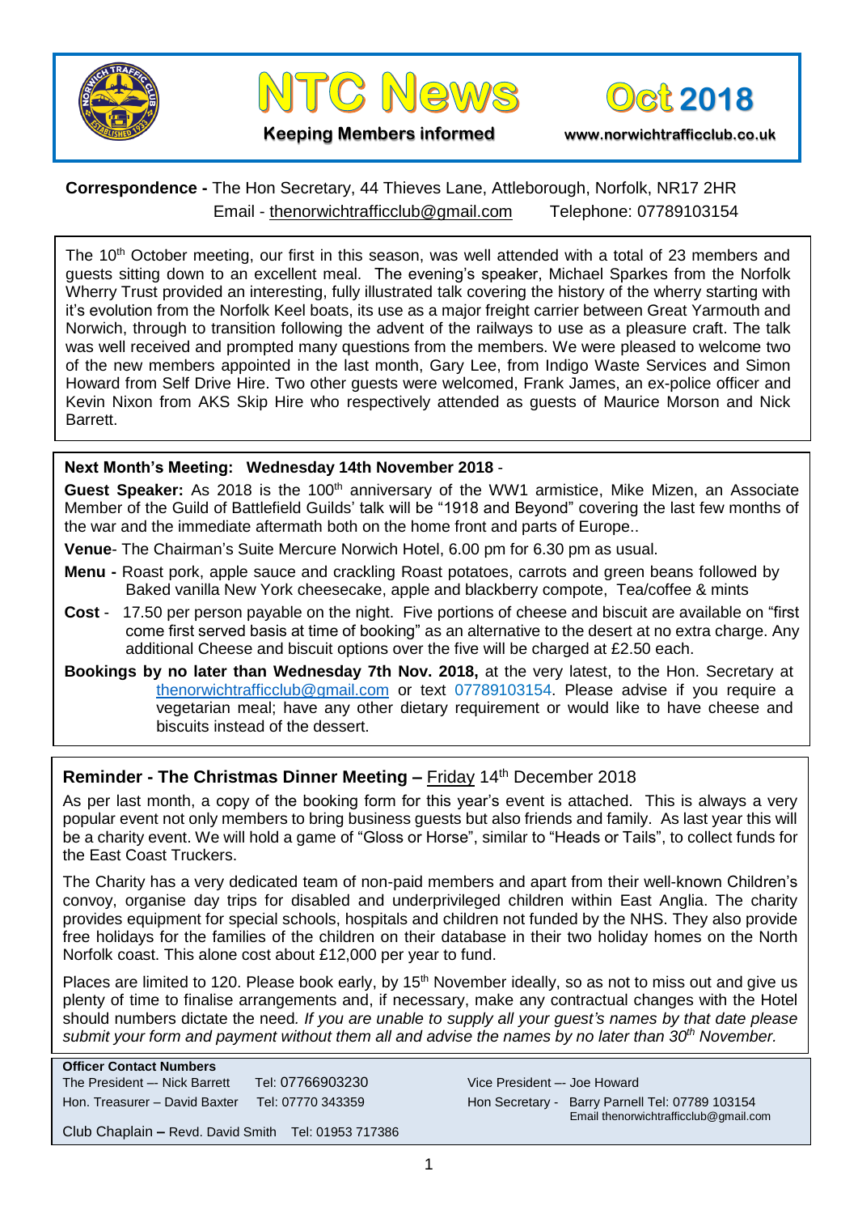# NTC News

**Keeping Members informed**

# Oct 2018

www.norwichtrafficclub.co.uk

**Correspondence -** The Hon Secretary, 44 Thieves Lane, Attleborough, Norfolk, NR17 2HR
Email - thenorwichtrafficclub@gmail.com Telephone: 07789103154

The 10th October meeting, our first in this season, was well attended with a total of 23 members and guests sitting down to an excellent meal. The evening's speaker, Michael Sparkes from the Norfolk Wherry Trust provided an interesting, fully illustrated talk covering the history of the wherry starting with it's evolution from the Norfolk Keel boats, its use as a major freight carrier between Great Yarmouth and Norwich, through to transition following the advent of the railways to use as a pleasure craft. The talk was well received and prompted many questions from the members. We were pleased to welcome two of the new members appointed in the last month, Gary Lee, from Indigo Waste Services and Simon Howard from Self Drive Hire. Two other guests were welcomed, Frank James, an ex-police officer and Kevin Nixon from AKS Skip Hire who respectively attended as guests of Maurice Morson and Nick Barrett.

**Next Month's Meeting: Wednesday 14th November 2018** -

**Guest Speaker:** As 2018 is the 100th anniversary of the WW1 armistice, Mike Mizen, an Associate Member of the Guild of Battlefield Guilds' talk will be "1918 and Beyond" covering the last few months of the war and the immediate aftermath both on the home front and parts of Europe..

**Venue**- The Chairman's Suite Mercure Norwich Hotel, 6.00 pm for 6.30 pm as usual.

**Menu -** Roast pork, apple sauce and crackling Roast potatoes, carrots and green beans followed by Baked vanilla New York cheesecake, apple and blackberry compote, Tea/coffee & mints

**Cost** - 17.50 per person payable on the night. Five portions of cheese and biscuit are available on "first come first served basis at time of booking" as an alternative to the desert at no extra charge. Any additional Cheese and biscuit options over the five will be charged at £2.50 each.

**Bookings by no later than Wednesday 7th Nov. 2018,** at the very latest, to the Hon. Secretary at thenorwichtrafficclub@gmail.com or text 07789103154. Please advise if you require a vegetarian meal; have any other dietary requirement or would like to have cheese and biscuits instead of the dessert.

## Reminder - The Christmas Dinner Meeting – Friday 14th December 2018

As per last month, a copy of the booking form for this year's event is attached. This is always a very popular event not only members to bring business guests but also friends and family. As last year this will be a charity event. We will hold a game of "Gloss or Horse", similar to "Heads or Tails", to collect funds for the East Coast Truckers.

The Charity has a very dedicated team of non-paid members and apart from their well-known Children's convoy, organise day trips for disabled and underprivileged children within East Anglia. The charity provides equipment for special schools, hospitals and children not funded by the NHS. They also provide free holidays for the families of the children on their database in their two holiday homes on the North Norfolk coast. This alone cost about £12,000 per year to fund.

Places are limited to 120. Please book early, by 15th November ideally, so as not to miss out and give us plenty of time to finalise arrangements and, if necessary, make any contractual changes with the Hotel should numbers dictate the need. *If you are unable to supply all your guest's names by that date please submit your form and payment without them all and advise the names by no later than 30th November.*

**Officer Contact Numbers**

The President –- Nick Barrett Tel: 07766903230
Hon. Treasurer – David Baxter Tel: 07770 343359
Vice President –- Joe Howard
Hon Secretary - Barry Parnell Tel: 07789 103154
Email thenorwichtrafficclub@gmail.com
Club Chaplain – Revd. David Smith Tel: 01953 717386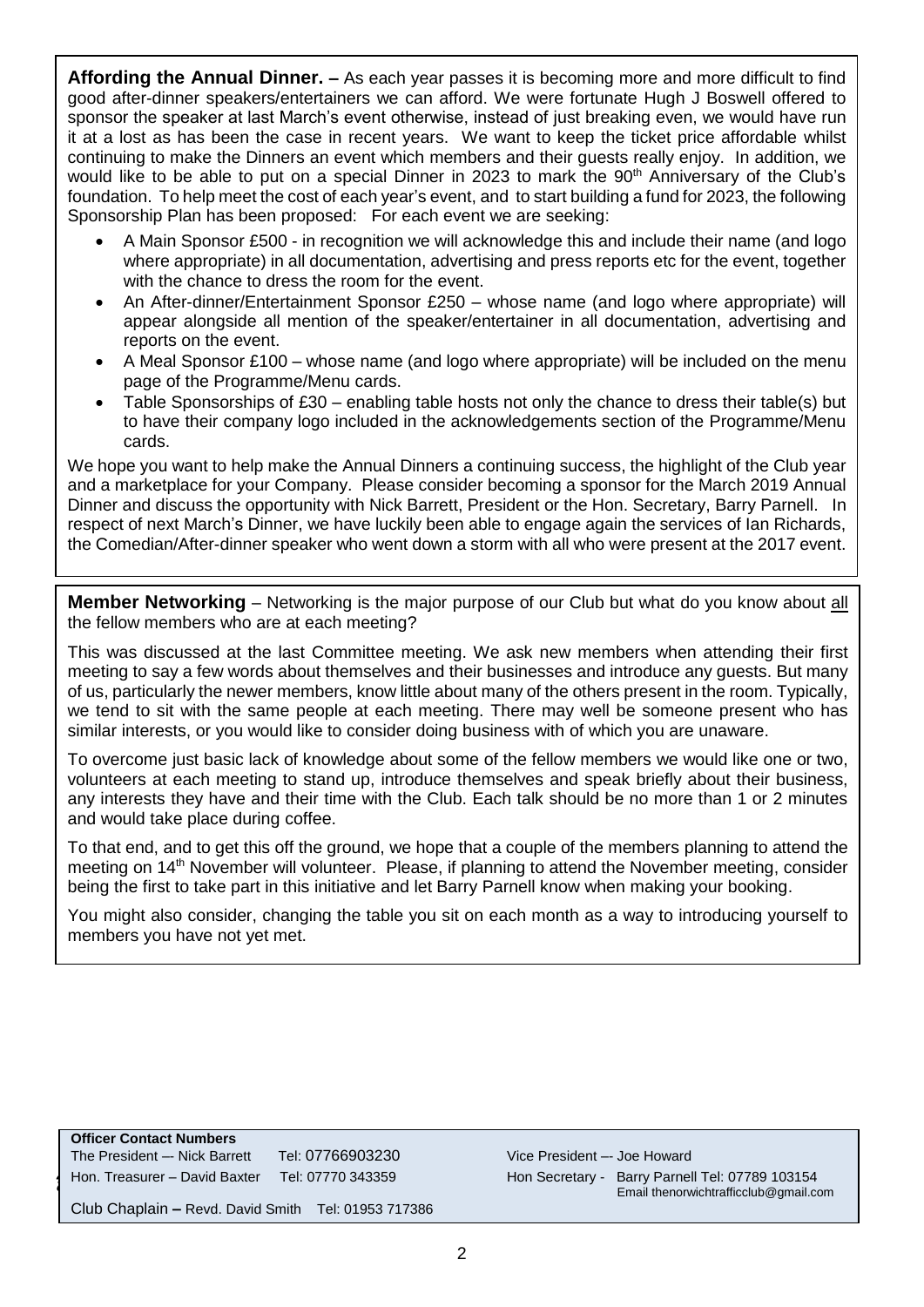**Affording the Annual Dinner. –** As each year passes it is becoming more and more difficult to find good after-dinner speakers/entertainers we can afford. We were fortunate Hugh J Boswell offered to sponsor the speaker at last March's event otherwise, instead of just breaking even, we would have run it at a lost as has been the case in recent years. We want to keep the ticket price affordable whilst continuing to make the Dinners an event which members and their guests really enjoy. In addition, we would like to be able to put on a special Dinner in 2023 to mark the 90th Anniversary of the Club's foundation. To help meet the cost of each year's event, and to start building a fund for 2023, the following Sponsorship Plan has been proposed: For each event we are seeking:

- A Main Sponsor £500 - in recognition we will acknowledge this and include their name (and logo where appropriate) in all documentation, advertising and press reports etc for the event, together with the chance to dress the room for the event.
- An After-dinner/Entertainment Sponsor £250 – whose name (and logo where appropriate) will appear alongside all mention of the speaker/entertainer in all documentation, advertising and reports on the event.
- A Meal Sponsor £100 – whose name (and logo where appropriate) will be included on the menu page of the Programme/Menu cards.
- Table Sponsorships of £30 – enabling table hosts not only the chance to dress their table(s) but to have their company logo included in the acknowledgements section of the Programme/Menu cards.

We hope you want to help make the Annual Dinners a continuing success, the highlight of the Club year and a marketplace for your Company. Please consider becoming a sponsor for the March 2019 Annual Dinner and discuss the opportunity with Nick Barrett, President or the Hon. Secretary, Barry Parnell. In respect of next March's Dinner, we have luckily been able to engage again the services of Ian Richards, the Comedian/After-dinner speaker who went down a storm with all who were present at the 2017 event.

**Member Networking** – Networking is the major purpose of our Club but what do you know about all the fellow members who are at each meeting?

This was discussed at the last Committee meeting. We ask new members when attending their first meeting to say a few words about themselves and their businesses and introduce any guests. But many of us, particularly the newer members, know little about many of the others present in the room. Typically, we tend to sit with the same people at each meeting. There may well be someone present who has similar interests, or you would like to consider doing business with of which you are unaware.

To overcome just basic lack of knowledge about some of the fellow members we would like one or two, volunteers at each meeting to stand up, introduce themselves and speak briefly about their business, any interests they have and their time with the Club. Each talk should be no more than 1 or 2 minutes and would take place during coffee.

To that end, and to get this off the ground, we hope that a couple of the members planning to attend the meeting on 14th November will volunteer. Please, if planning to attend the November meeting, consider being the first to take part in this initiative and let Barry Parnell know when making your booking.

You might also consider, changing the table you sit on each month as a way to introducing yourself to members you have not yet met.

**Officer Contact Numbers**

The President –- Nick Barrett Tel: 07766903230

Vice President –- Joe Howard

Hon. Treasurer – David Baxter Tel: 07770 343359

Hon Secretary - Barry Parnell Tel: 07789 103154
Email thenorwichtrafficclub@gmail.com

Club Chaplain **–** Revd. David Smith Tel: 01953 717386